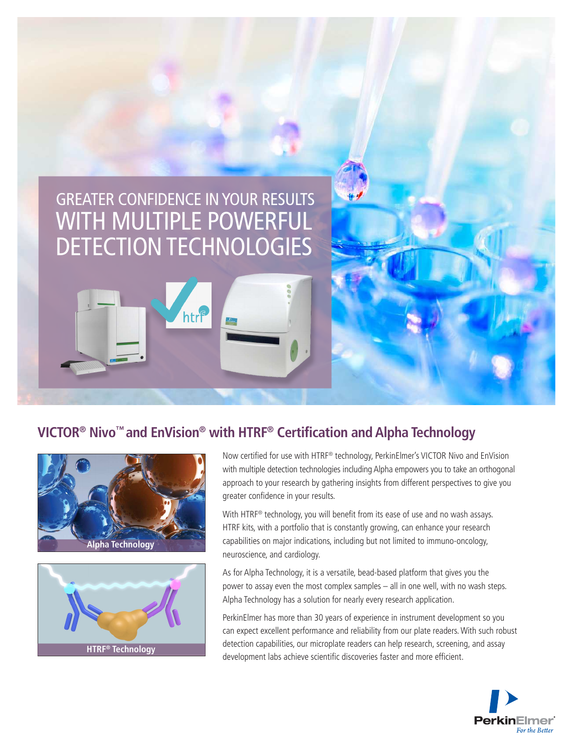# GREATER CONFIDENCE IN YOUR RESULTS WITH MULTIPLE POWERFUL DETECTION TECHNOLOGIES

## VICTOR® Nivo™ and EnVision® with HTRF® Certification and Alpha Technology

Alpha Technology

HTRF® Technology

Now certified for use with HTRF® technology, PerkinElmer's VICTOR Nivo and EnVision with multiple detection technologies including Alpha empowers you to take an orthogonal approach to your research by gathering insights from different perspectives to give you greater confidence in your results.

With HTRF® technology, you will benefit from its ease of use and no wash assays. HTRF kits, with a portfolio that is constantly growing, can enhance your research capabilities on major indications, including but not limited to immuno-oncology, neuroscience, and cardiology.

As for Alpha Technology, it is a versatile, bead-based platform that gives you the power to assay even the most complex samples – all in one well, with no wash steps. Alpha Technology has a solution for nearly every research application.

PerkinElmer has more than 30 years of experience in instrument development so you can expect excellent performance and reliability from our plate readers. With such robust detection capabilities, our microplate readers can help research, screening, and assay development labs achieve scientific discoveries faster and more efficient.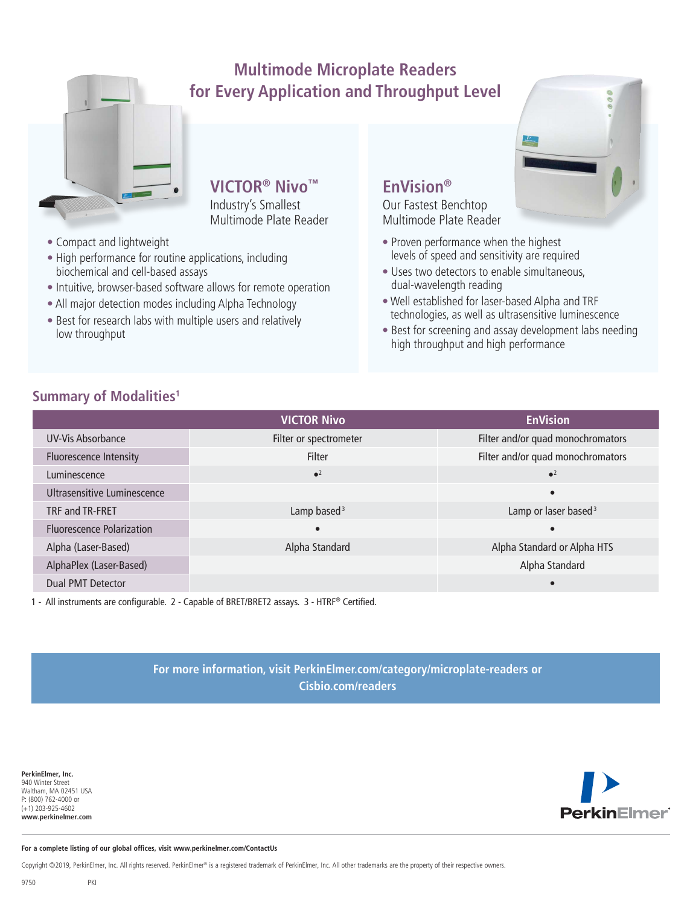# Multimode Microplate Readers for Every Application and Throughput Level

## VICTOR® Nivo™

Industry's Smallest Multimode Plate Reader

- Compact and lightweight
- High performance for routine applications, including biochemical and cell-based assays
- Intuitive, browser-based software allows for remote operation
- All major detection modes including Alpha Technology
- Best for research labs with multiple users and relatively low throughput

## EnVision®

Our Fastest Benchtop Multimode Plate Reader

- Proven performance when the highest levels of speed and sensitivity are required
- Uses two detectors to enable simultaneous, dual-wavelength reading
- Well established for laser-based Alpha and TRF technologies, as well as ultrasensitive luminescence
- Best for screening and assay development labs needing high throughput and high performance

## Summary of Modalities[1]

| | VICTOR Nivo | EnVision |
|---|---|---|
| UV-Vis Absorbance | Filter or spectrometer | Filter and/or quad monochromators |
| Fluorescence Intensity | Filter | Filter and/or quad monochromators |
| Luminescence | •[2] | •[2] |
| Ultrasensitive Luminescence | | • |
| TRF and TR-FRET | Lamp based[3] | Lamp or laser based[3] |
| Fluorescence Polarization | • | • |
| Alpha (Laser-Based) | Alpha Standard | Alpha Standard or Alpha HTS |
| AlphaPlex (Laser-Based) | | Alpha Standard |
| Dual PMT Detector | | • |

1 - All instruments are configurable. 2 - Capable of BRET/BRET2 assays. 3 - HTRF® Certified.

**For more information, visit PerkinElmer.com/category/microplate-readers or Cisbio.com/readers**

**PerkinElmer, Inc.**
940 Winter Street
Waltham, MA 02451 USA
P: (800) 762-4000 or
(+1) 203-925-4602
**www.perkinelmer.com**

PerkinElmer®

**For a complete listing of our global offices, visit www.perkinelmer.com/ContactUs**

Copyright ©2019, PerkinElmer, Inc. All rights reserved. PerkinElmer® is a registered trademark of PerkinElmer, Inc. All other trademarks are the property of their respective owners.

9750 PKI